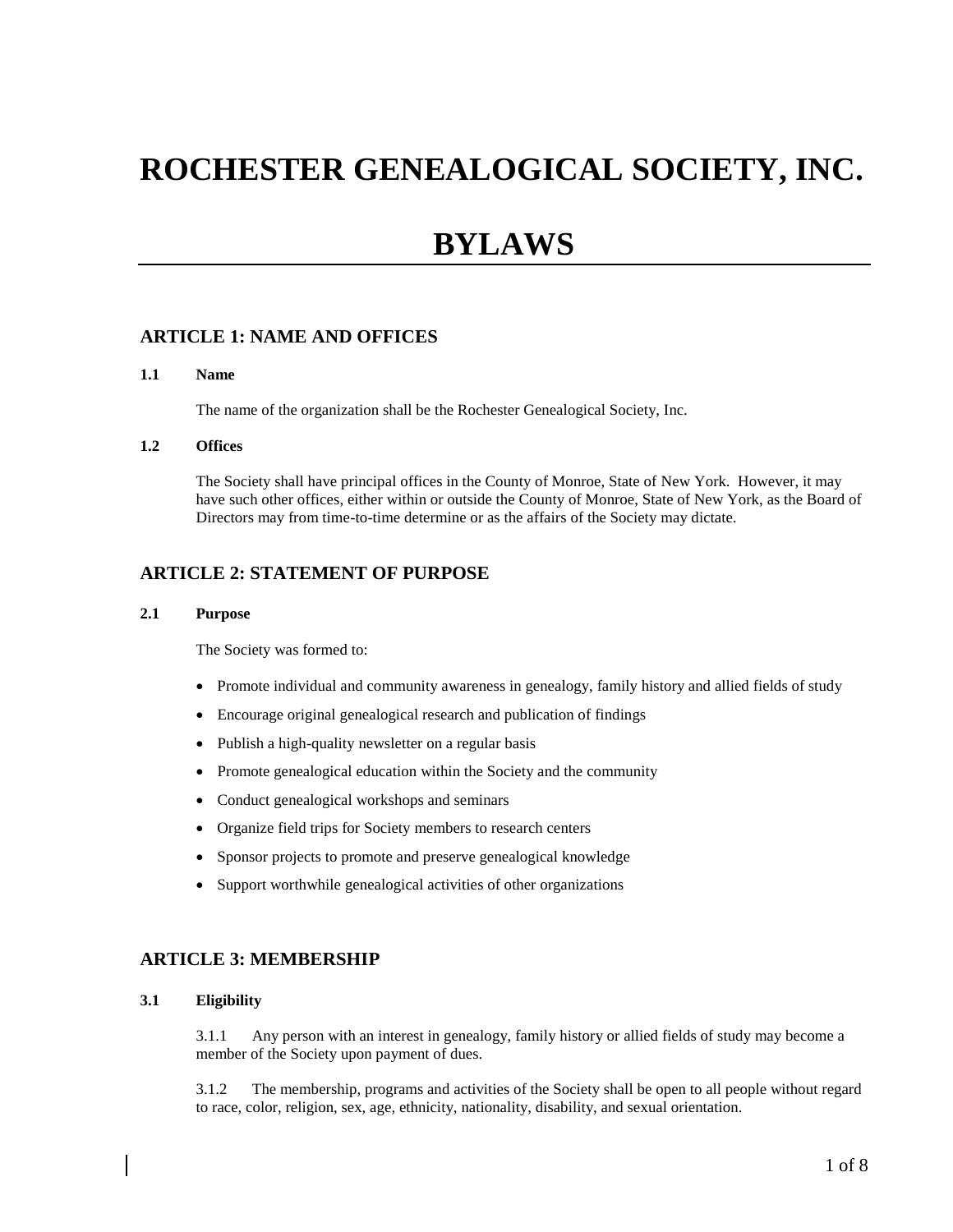# ROCHESTER GENEALOGICAL SOCIETY, INC.

# BYLAWS

## ARTICLE 1: NAME AND OFFICES

### 1.1 Name

The name of the organization shall be the Rochester Genealogical Society, Inc.

### 1.2 Offices

The Society shall have principal offices in the County of Monroe, State of New York. However, it may have such other offices, either within or outside the County of Monroe, State of New York, as the Board of Directors may from time-to-time determine or as the affairs of the Society may dictate.

## ARTICLE 2: STATEMENT OF PURPOSE

### 2.1 Purpose

The Society was formed to:

- Promote individual and community awareness in genealogy, family history and allied fields of study
- Encourage original genealogical research and publication of findings
- Publish a high-quality newsletter on a regular basis
- Promote genealogical education within the Society and the community
- Conduct genealogical workshops and seminars
- Organize field trips for Society members to research centers
- Sponsor projects to promote and preserve genealogical knowledge
- Support worthwhile genealogical activities of other organizations

## ARTICLE 3: MEMBERSHIP

### 3.1 Eligibility

3.1.1 Any person with an interest in genealogy, family history or allied fields of study may become a member of the Society upon payment of dues.

3.1.2 The membership, programs and activities of the Society shall be open to all people without regard to race, color, religion, sex, age, ethnicity, nationality, disability, and sexual orientation.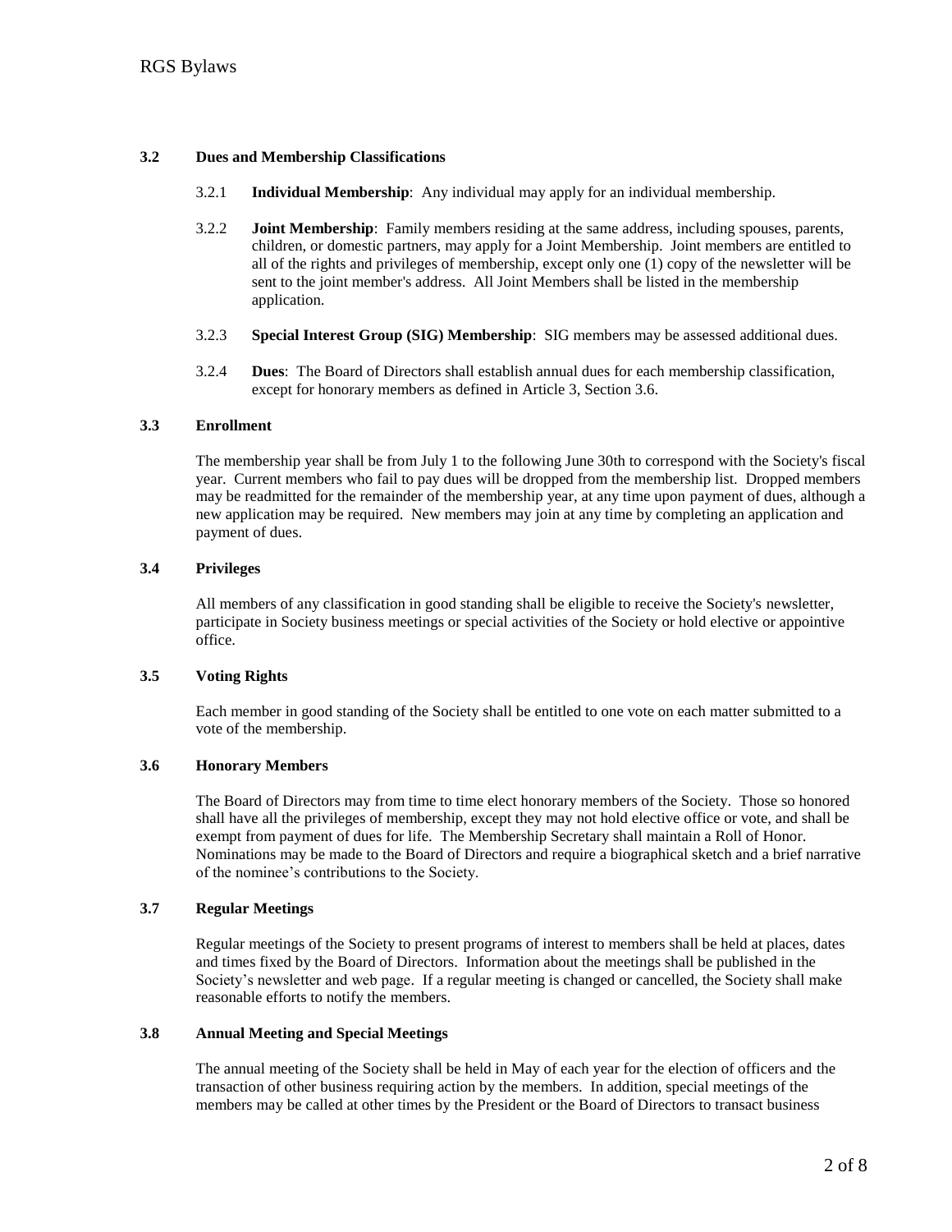### 3.2 Dues and Membership Classifications

3.2.1 **Individual Membership**: Any individual may apply for an individual membership.

3.2.2 **Joint Membership**: Family members residing at the same address, including spouses, parents, children, or domestic partners, may apply for a Joint Membership. Joint members are entitled to all of the rights and privileges of membership, except only one (1) copy of the newsletter will be sent to the joint member's address. All Joint Members shall be listed in the membership application.

3.2.3 **Special Interest Group (SIG) Membership**: SIG members may be assessed additional dues.

3.2.4 **Dues**: The Board of Directors shall establish annual dues for each membership classification, except for honorary members as defined in Article 3, Section 3.6.

### 3.3 Enrollment

The membership year shall be from July 1 to the following June 30th to correspond with the Society's fiscal year. Current members who fail to pay dues will be dropped from the membership list. Dropped members may be readmitted for the remainder of the membership year, at any time upon payment of dues, although a new application may be required. New members may join at any time by completing an application and payment of dues.

### 3.4 Privileges

All members of any classification in good standing shall be eligible to receive the Society's newsletter, participate in Society business meetings or special activities of the Society or hold elective or appointive office.

### 3.5 Voting Rights

Each member in good standing of the Society shall be entitled to one vote on each matter submitted to a vote of the membership.

### 3.6 Honorary Members

The Board of Directors may from time to time elect honorary members of the Society. Those so honored shall have all the privileges of membership, except they may not hold elective office or vote, and shall be exempt from payment of dues for life. The Membership Secretary shall maintain a Roll of Honor. Nominations may be made to the Board of Directors and require a biographical sketch and a brief narrative of the nominee's contributions to the Society.

### 3.7 Regular Meetings

Regular meetings of the Society to present programs of interest to members shall be held at places, dates and times fixed by the Board of Directors. Information about the meetings shall be published in the Society's newsletter and web page. If a regular meeting is changed or cancelled, the Society shall make reasonable efforts to notify the members.

### 3.8 Annual Meeting and Special Meetings

The annual meeting of the Society shall be held in May of each year for the election of officers and the transaction of other business requiring action by the members. In addition, special meetings of the members may be called at other times by the President or the Board of Directors to transact business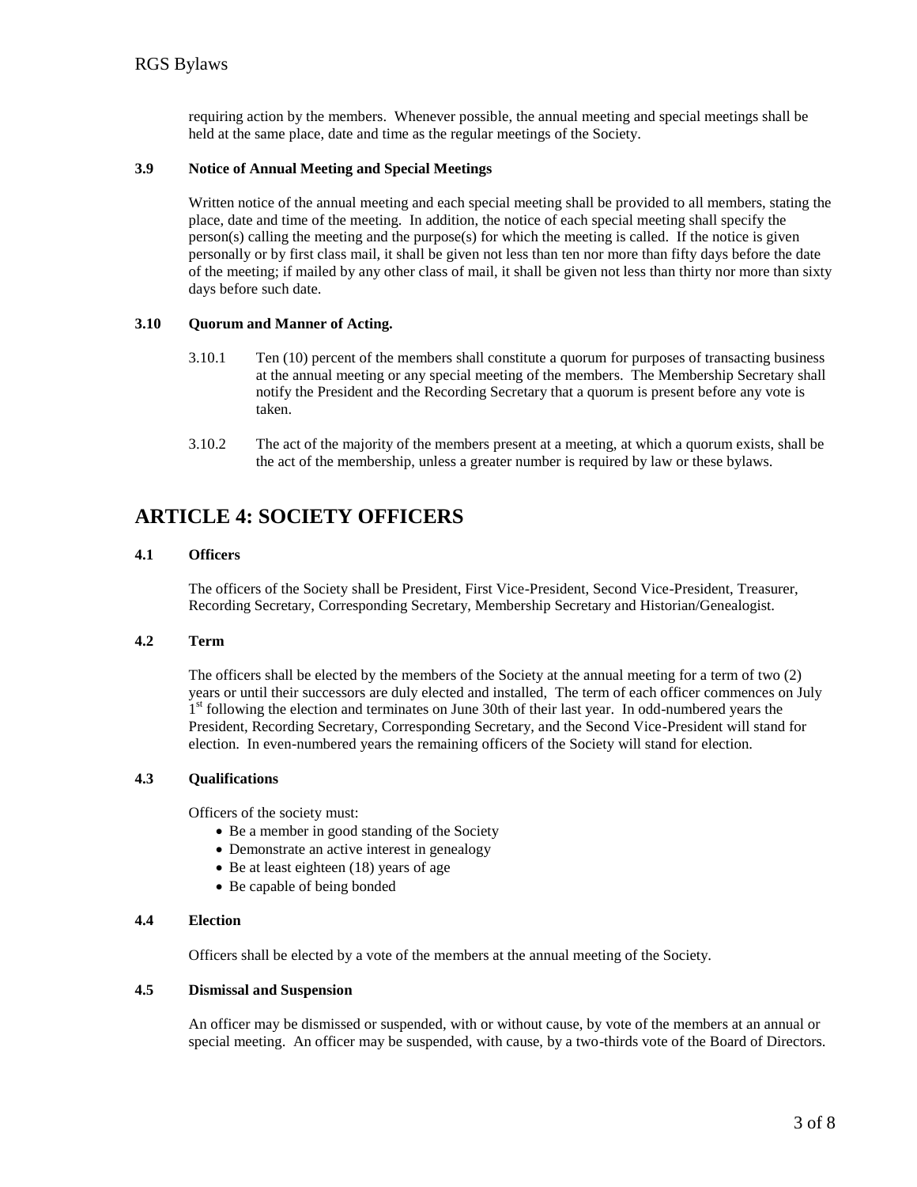requiring action by the members. Whenever possible, the annual meeting and special meetings shall be held at the same place, date and time as the regular meetings of the Society.

### 3.9 Notice of Annual Meeting and Special Meetings

Written notice of the annual meeting and each special meeting shall be provided to all members, stating the place, date and time of the meeting. In addition, the notice of each special meeting shall specify the person(s) calling the meeting and the purpose(s) for which the meeting is called. If the notice is given personally or by first class mail, it shall be given not less than ten nor more than fifty days before the date of the meeting; if mailed by any other class of mail, it shall be given not less than thirty nor more than sixty days before such date.

### 3.10 Quorum and Manner of Acting.

3.10.1 Ten (10) percent of the members shall constitute a quorum for purposes of transacting business at the annual meeting or any special meeting of the members. The Membership Secretary shall notify the President and the Recording Secretary that a quorum is present before any vote is taken.

3.10.2 The act of the majority of the members present at a meeting, at which a quorum exists, shall be the act of the membership, unless a greater number is required by law or these bylaws.

## ARTICLE 4: SOCIETY OFFICERS

### 4.1 Officers

The officers of the Society shall be President, First Vice-President, Second Vice-President, Treasurer, Recording Secretary, Corresponding Secretary, Membership Secretary and Historian/Genealogist.

### 4.2 Term

The officers shall be elected by the members of the Society at the annual meeting for a term of two (2) years or until their successors are duly elected and installed, The term of each officer commences on July 1st following the election and terminates on June 30th of their last year. In odd-numbered years the President, Recording Secretary, Corresponding Secretary, and the Second Vice-President will stand for election. In even-numbered years the remaining officers of the Society will stand for election.

### 4.3 Qualifications

Officers of the society must:

- Be a member in good standing of the Society
- Demonstrate an active interest in genealogy
- Be at least eighteen (18) years of age
- Be capable of being bonded

### 4.4 Election

Officers shall be elected by a vote of the members at the annual meeting of the Society.

### 4.5 Dismissal and Suspension

An officer may be dismissed or suspended, with or without cause, by vote of the members at an annual or special meeting. An officer may be suspended, with cause, by a two-thirds vote of the Board of Directors.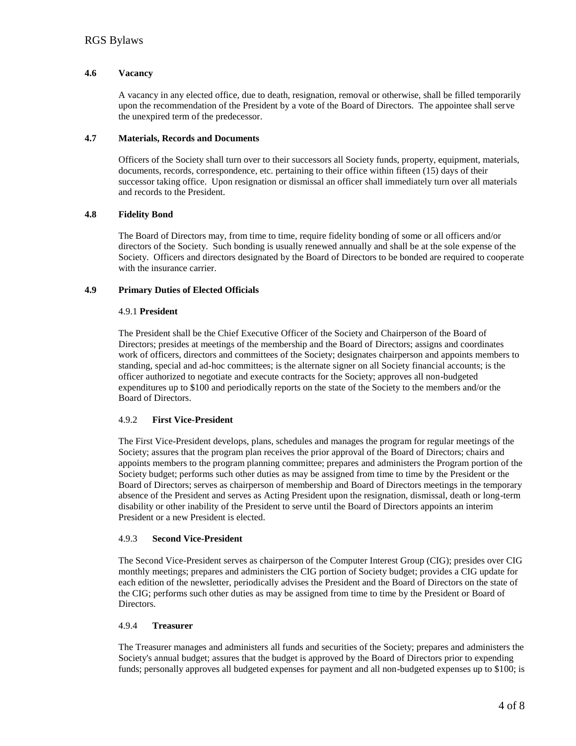### 4.6 Vacancy

A vacancy in any elected office, due to death, resignation, removal or otherwise, shall be filled temporarily upon the recommendation of the President by a vote of the Board of Directors. The appointee shall serve the unexpired term of the predecessor.

### 4.7 Materials, Records and Documents

Officers of the Society shall turn over to their successors all Society funds, property, equipment, materials, documents, records, correspondence, etc. pertaining to their office within fifteen (15) days of their successor taking office. Upon resignation or dismissal an officer shall immediately turn over all materials and records to the President.

### 4.8 Fidelity Bond

The Board of Directors may, from time to time, require fidelity bonding of some or all officers and/or directors of the Society. Such bonding is usually renewed annually and shall be at the sole expense of the Society. Officers and directors designated by the Board of Directors to be bonded are required to cooperate with the insurance carrier.

### 4.9 Primary Duties of Elected Officials

#### 4.9.1 President

The President shall be the Chief Executive Officer of the Society and Chairperson of the Board of Directors; presides at meetings of the membership and the Board of Directors; assigns and coordinates work of officers, directors and committees of the Society; designates chairperson and appoints members to standing, special and ad-hoc committees; is the alternate signer on all Society financial accounts; is the officer authorized to negotiate and execute contracts for the Society; approves all non-budgeted expenditures up to $100 and periodically reports on the state of the Society to the members and/or the Board of Directors.

#### 4.9.2 First Vice-President

The First Vice-President develops, plans, schedules and manages the program for regular meetings of the Society; assures that the program plan receives the prior approval of the Board of Directors; chairs and appoints members to the program planning committee; prepares and administers the Program portion of the Society budget; performs such other duties as may be assigned from time to time by the President or the Board of Directors; serves as chairperson of membership and Board of Directors meetings in the temporary absence of the President and serves as Acting President upon the resignation, dismissal, death or long-term disability or other inability of the President to serve until the Board of Directors appoints an interim President or a new President is elected.

#### 4.9.3 Second Vice-President

The Second Vice-President serves as chairperson of the Computer Interest Group (CIG); presides over CIG monthly meetings; prepares and administers the CIG portion of Society budget; provides a CIG update for each edition of the newsletter, periodically advises the President and the Board of Directors on the state of the CIG; performs such other duties as may be assigned from time to time by the President or Board of Directors.

#### 4.9.4 Treasurer

The Treasurer manages and administers all funds and securities of the Society; prepares and administers the Society's annual budget; assures that the budget is approved by the Board of Directors prior to expending funds; personally approves all budgeted expenses for payment and all non-budgeted expenses up to $100; is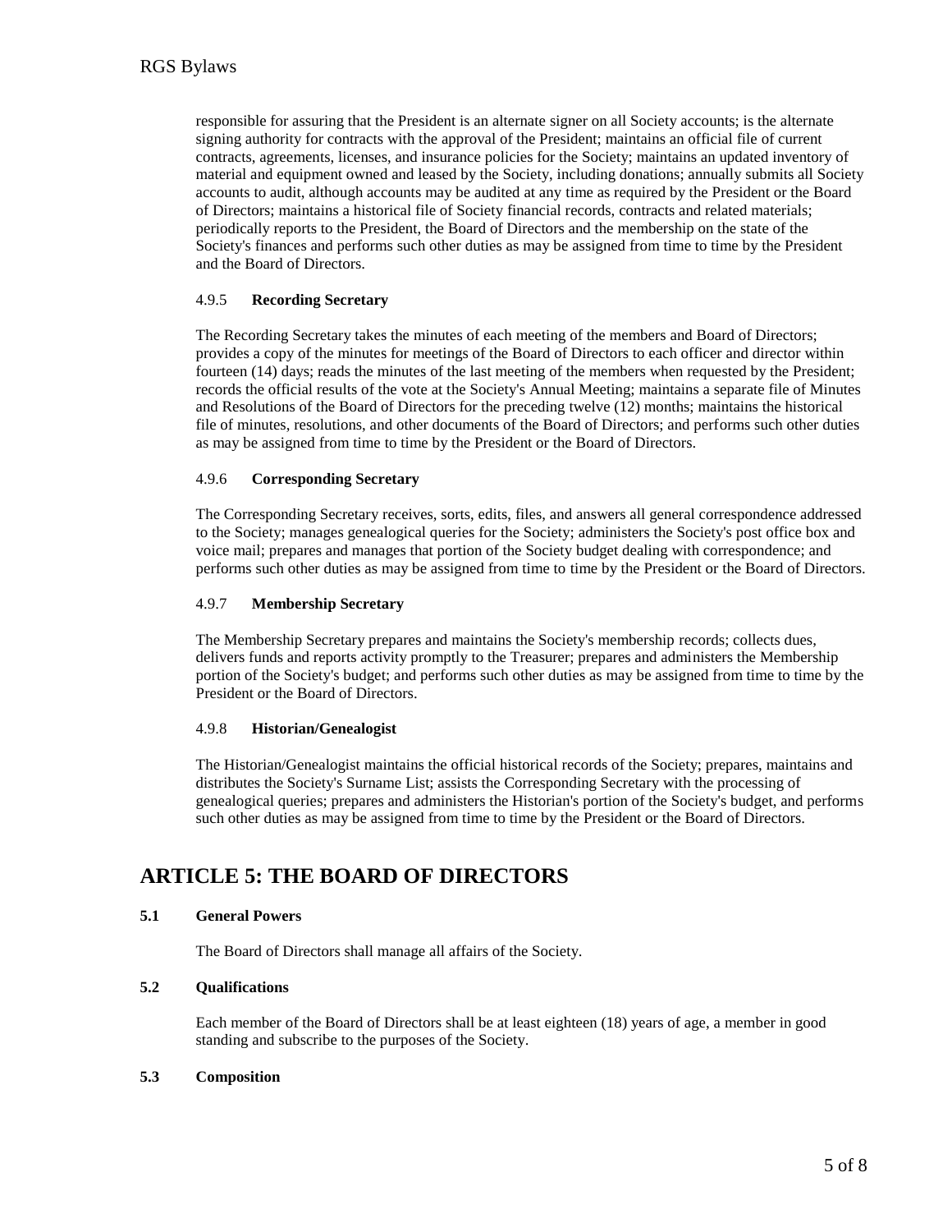responsible for assuring that the President is an alternate signer on all Society accounts; is the alternate signing authority for contracts with the approval of the President; maintains an official file of current contracts, agreements, licenses, and insurance policies for the Society; maintains an updated inventory of material and equipment owned and leased by the Society, including donations; annually submits all Society accounts to audit, although accounts may be audited at any time as required by the President or the Board of Directors; maintains a historical file of Society financial records, contracts and related materials; periodically reports to the President, the Board of Directors and the membership on the state of the Society's finances and performs such other duties as may be assigned from time to time by the President and the Board of Directors.

#### 4.9.5 **Recording Secretary**

The Recording Secretary takes the minutes of each meeting of the members and Board of Directors; provides a copy of the minutes for meetings of the Board of Directors to each officer and director within fourteen (14) days; reads the minutes of the last meeting of the members when requested by the President; records the official results of the vote at the Society's Annual Meeting; maintains a separate file of Minutes and Resolutions of the Board of Directors for the preceding twelve (12) months; maintains the historical file of minutes, resolutions, and other documents of the Board of Directors; and performs such other duties as may be assigned from time to time by the President or the Board of Directors.

#### 4.9.6 **Corresponding Secretary**

The Corresponding Secretary receives, sorts, edits, files, and answers all general correspondence addressed to the Society; manages genealogical queries for the Society; administers the Society's post office box and voice mail; prepares and manages that portion of the Society budget dealing with correspondence; and performs such other duties as may be assigned from time to time by the President or the Board of Directors.

#### 4.9.7 **Membership Secretary**

The Membership Secretary prepares and maintains the Society's membership records; collects dues, delivers funds and reports activity promptly to the Treasurer; prepares and administers the Membership portion of the Society's budget; and performs such other duties as may be assigned from time to time by the President or the Board of Directors.

#### 4.9.8 **Historian/Genealogist**

The Historian/Genealogist maintains the official historical records of the Society; prepares, maintains and distributes the Society's Surname List; assists the Corresponding Secretary with the processing of genealogical queries; prepares and administers the Historian's portion of the Society's budget, and performs such other duties as may be assigned from time to time by the President or the Board of Directors.

## ARTICLE 5: THE BOARD OF DIRECTORS

### 5.1 General Powers

The Board of Directors shall manage all affairs of the Society.

### 5.2 Qualifications

Each member of the Board of Directors shall be at least eighteen (18) years of age, a member in good standing and subscribe to the purposes of the Society.

### 5.3 Composition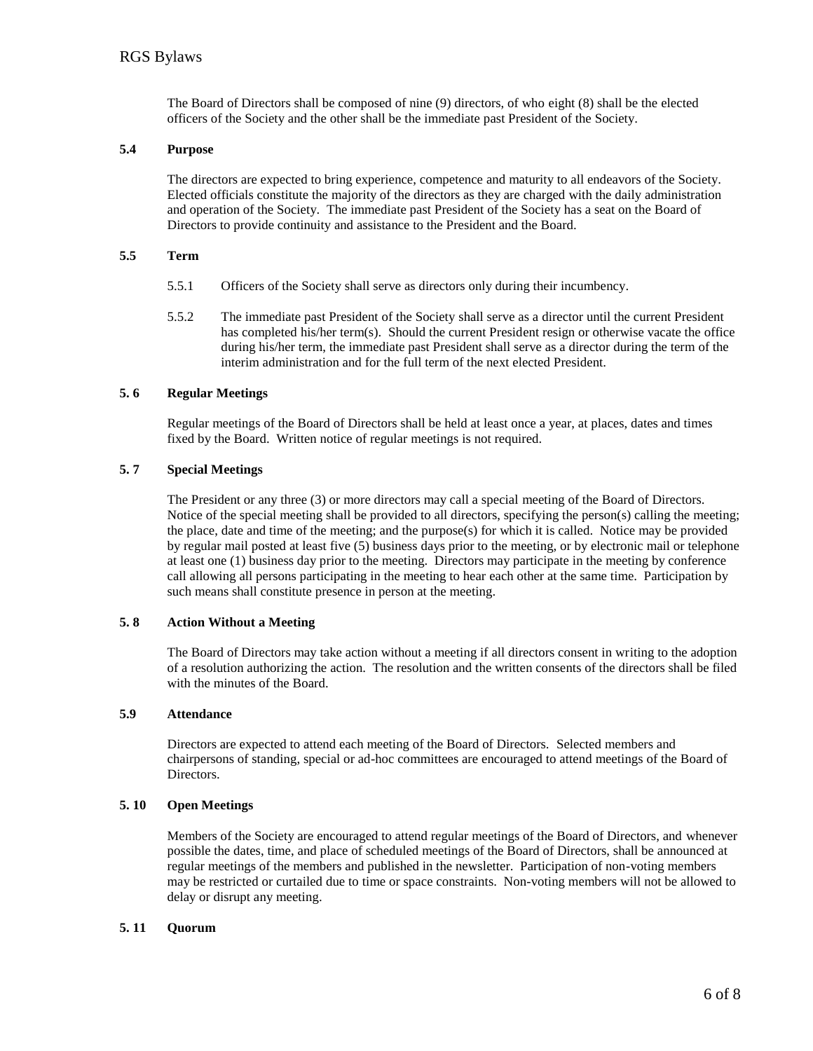The Board of Directors shall be composed of nine (9) directors, of who eight (8) shall be the elected officers of the Society and the other shall be the immediate past President of the Society.

### 5.4 Purpose

The directors are expected to bring experience, competence and maturity to all endeavors of the Society. Elected officials constitute the majority of the directors as they are charged with the daily administration and operation of the Society. The immediate past President of the Society has a seat on the Board of Directors to provide continuity and assistance to the President and the Board.

### 5.5 Term

5.5.1 Officers of the Society shall serve as directors only during their incumbency.

5.5.2 The immediate past President of the Society shall serve as a director until the current President has completed his/her term(s). Should the current President resign or otherwise vacate the office during his/her term, the immediate past President shall serve as a director during the term of the interim administration and for the full term of the next elected President.

### 5. 6 Regular Meetings

Regular meetings of the Board of Directors shall be held at least once a year, at places, dates and times fixed by the Board. Written notice of regular meetings is not required.

### 5. 7 Special Meetings

The President or any three (3) or more directors may call a special meeting of the Board of Directors. Notice of the special meeting shall be provided to all directors, specifying the person(s) calling the meeting; the place, date and time of the meeting; and the purpose(s) for which it is called. Notice may be provided by regular mail posted at least five (5) business days prior to the meeting, or by electronic mail or telephone at least one (1) business day prior to the meeting. Directors may participate in the meeting by conference call allowing all persons participating in the meeting to hear each other at the same time. Participation by such means shall constitute presence in person at the meeting.

### 5. 8 Action Without a Meeting

The Board of Directors may take action without a meeting if all directors consent in writing to the adoption of a resolution authorizing the action. The resolution and the written consents of the directors shall be filed with the minutes of the Board.

### 5.9 Attendance

Directors are expected to attend each meeting of the Board of Directors. Selected members and chairpersons of standing, special or ad-hoc committees are encouraged to attend meetings of the Board of Directors.

### 5. 10 Open Meetings

Members of the Society are encouraged to attend regular meetings of the Board of Directors, and whenever possible the dates, time, and place of scheduled meetings of the Board of Directors, shall be announced at regular meetings of the members and published in the newsletter. Participation of non-voting members may be restricted or curtailed due to time or space constraints. Non-voting members will not be allowed to delay or disrupt any meeting.

### 5. 11 Quorum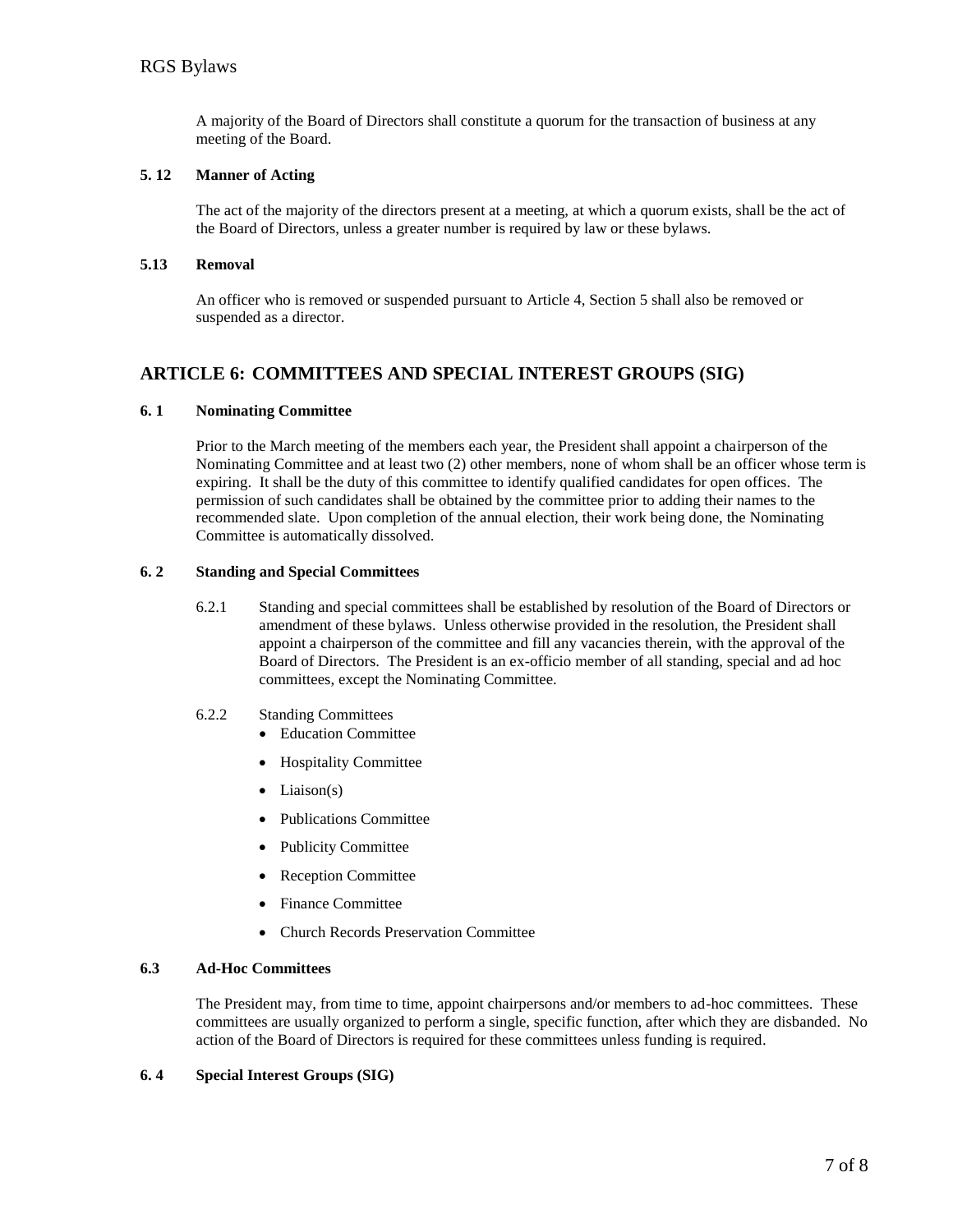A majority of the Board of Directors shall constitute a quorum for the transaction of business at any meeting of the Board.

**5. 12 Manner of Acting**

The act of the majority of the directors present at a meeting, at which a quorum exists, shall be the act of the Board of Directors, unless a greater number is required by law or these bylaws.

**5.13 Removal**

An officer who is removed or suspended pursuant to Article 4, Section 5 shall also be removed or suspended as a director.

## ARTICLE 6: COMMITTEES AND SPECIAL INTEREST GROUPS (SIG)

**6. 1 Nominating Committee**

Prior to the March meeting of the members each year, the President shall appoint a chairperson of the Nominating Committee and at least two (2) other members, none of whom shall be an officer whose term is expiring. It shall be the duty of this committee to identify qualified candidates for open offices. The permission of such candidates shall be obtained by the committee prior to adding their names to the recommended slate. Upon completion of the annual election, their work being done, the Nominating Committee is automatically dissolved.

**6. 2 Standing and Special Committees**

6.2.1 Standing and special committees shall be established by resolution of the Board of Directors or amendment of these bylaws. Unless otherwise provided in the resolution, the President shall appoint a chairperson of the committee and fill any vacancies therein, with the approval of the Board of Directors. The President is an ex-officio member of all standing, special and ad hoc committees, except the Nominating Committee.

6.2.2 Standing Committees

- Education Committee
- Hospitality Committee
- Liaison(s)
- Publications Committee
- Publicity Committee
- Reception Committee
- Finance Committee
- Church Records Preservation Committee

**6.3 Ad-Hoc Committees**

The President may, from time to time, appoint chairpersons and/or members to ad-hoc committees. These committees are usually organized to perform a single, specific function, after which they are disbanded. No action of the Board of Directors is required for these committees unless funding is required.

**6. 4 Special Interest Groups (SIG)**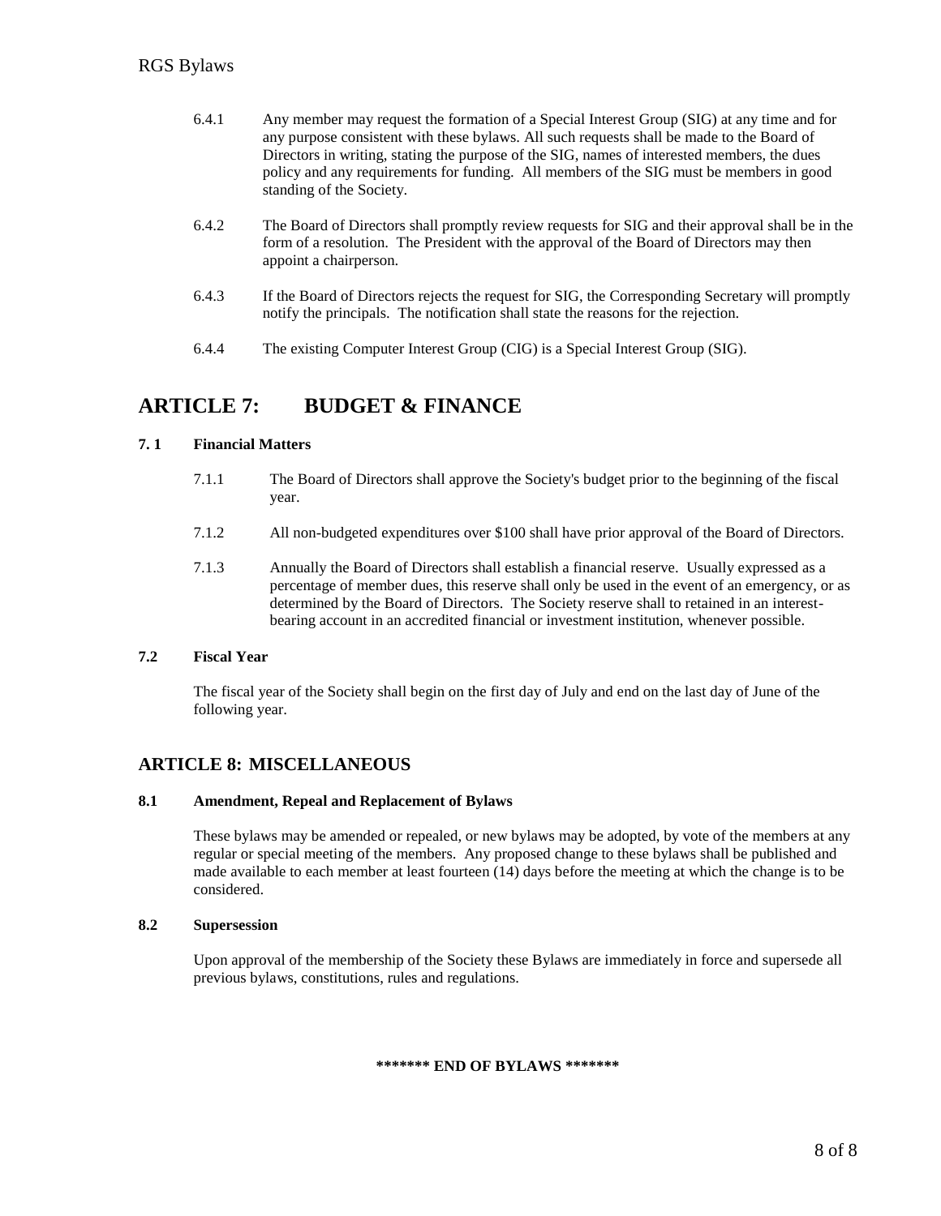6.4.1 Any member may request the formation of a Special Interest Group (SIG) at any time and for any purpose consistent with these bylaws. All such requests shall be made to the Board of Directors in writing, stating the purpose of the SIG, names of interested members, the dues policy and any requirements for funding. All members of the SIG must be members in good standing of the Society.

6.4.2 The Board of Directors shall promptly review requests for SIG and their approval shall be in the form of a resolution. The President with the approval of the Board of Directors may then appoint a chairperson.

6.4.3 If the Board of Directors rejects the request for SIG, the Corresponding Secretary will promptly notify the principals. The notification shall state the reasons for the rejection.

6.4.4 The existing Computer Interest Group (CIG) is a Special Interest Group (SIG).

# ARTICLE 7: BUDGET & FINANCE

### 7. 1 Financial Matters

7.1.1 The Board of Directors shall approve the Society's budget prior to the beginning of the fiscal year.

7.1.2 All non-budgeted expenditures over $100 shall have prior approval of the Board of Directors.

7.1.3 Annually the Board of Directors shall establish a financial reserve. Usually expressed as a percentage of member dues, this reserve shall only be used in the event of an emergency, or as determined by the Board of Directors. The Society reserve shall to retained in an interest-bearing account in an accredited financial or investment institution, whenever possible.

### 7.2 Fiscal Year

The fiscal year of the Society shall begin on the first day of July and end on the last day of June of the following year.

## ARTICLE 8: MISCELLANEOUS

### 8.1 Amendment, Repeal and Replacement of Bylaws

These bylaws may be amended or repealed, or new bylaws may be adopted, by vote of the members at any regular or special meeting of the members. Any proposed change to these bylaws shall be published and made available to each member at least fourteen (14) days before the meeting at which the change is to be considered.

### 8.2 Supersession

Upon approval of the membership of the Society these Bylaws are immediately in force and supersede all previous bylaws, constitutions, rules and regulations.

**\*\*\*\*\*\*\* END OF BYLAWS \*\*\*\*\*\*\***